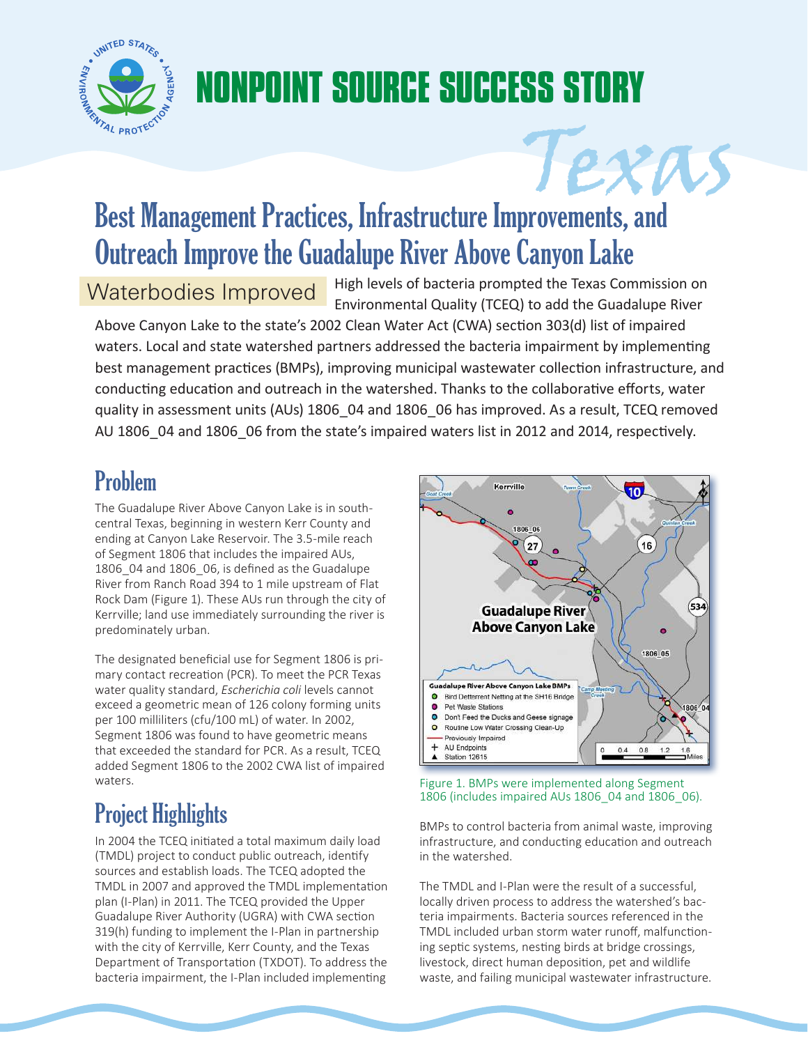# NONPOINT SOURCE SUCCESS STORY

Texas

## Best Management Practices, Infrastructure Improvements, and Outreach Improve the Guadalupe River Above Canyon Lake

**Waterbodies Improved** High levels of bacteria prompted the Texas Commission on Environmental Quality (TCEQ) to add the Guadalupe River Above Canyon Lake to the state's 2002 Clean Water Act (CWA) section 303(d) list of impaired waters. Local and state watershed partners addressed the bacteria impairment by implementing best management practices (BMPs), improving municipal wastewater collection infrastructure, and conducting education and outreach in the watershed. Thanks to the collaborative efforts, water quality in assessment units (AUs) 1806_04 and 1806_06 has improved. As a result, TCEQ removed AU 1806_04 and 1806_06 from the state's impaired waters list in 2012 and 2014, respectively.

## Problem

The Guadalupe River Above Canyon Lake is in south-central Texas, beginning in western Kerr County and ending at Canyon Lake Reservoir. The 3.5-mile reach of Segment 1806 that includes the impaired AUs, 1806_04 and 1806_06, is defined as the Guadalupe River from Ranch Road 394 to 1 mile upstream of Flat Rock Dam (Figure 1). These AUs run through the city of Kerrville; land use immediately surrounding the river is predominately urban.

The designated beneficial use for Segment 1806 is primary contact recreation (PCR). To meet the PCR Texas water quality standard, *Escherichia coli* levels cannot exceed a geometric mean of 126 colony forming units per 100 milliliters (cfu/100 mL) of water. In 2002, Segment 1806 was found to have geometric means that exceeded the standard for PCR. As a result, TCEQ added Segment 1806 to the 2002 CWA list of impaired waters.

## Project Highlights

In 2004 the TCEQ initiated a total maximum daily load (TMDL) project to conduct public outreach, identify sources and establish loads. The TCEQ adopted the TMDL in 2007 and approved the TMDL implementation plan (I-Plan) in 2011. The TCEQ provided the Upper Guadalupe River Authority (UGRA) with CWA section 319(h) funding to implement the I-Plan in partnership with the city of Kerrville, Kerr County, and the Texas Department of Transportation (TXDOT). To address the bacteria impairment, the I-Plan included implementing BMPs to control bacteria from animal waste, improving infrastructure, and conducting education and outreach in the watershed.

Kerrville
Goat Creek
Town Creek
10
Quinlan Creek
1806_06
27
16
534
Guadalupe River
Above Canyon Lake
1806_05
Camp Meeting Creek
1806_04
Guadalupe River Above Canyon Lake BMPs
Bird Deterrent Netting at the SH16 Bridge
Pet Waste Stations
Don't Feed the Ducks and Geese signage
Routine Low Water Crossing Clean-Up
Previously Impaired
AU Endpoints
Station 12615
0 0.4 0.8 1.2 1.6 Miles

Figure 1. BMPs were implemented along Segment 1806 (includes impaired AUs 1806_04 and 1806_06).

The TMDL and I-Plan were the result of a successful, locally driven process to address the watershed's bacteria impairments. Bacteria sources referenced in the TMDL included urban storm water runoff, malfunctioning septic systems, nesting birds at bridge crossings, livestock, direct human deposition, pet and wildlife waste, and failing municipal wastewater infrastructure.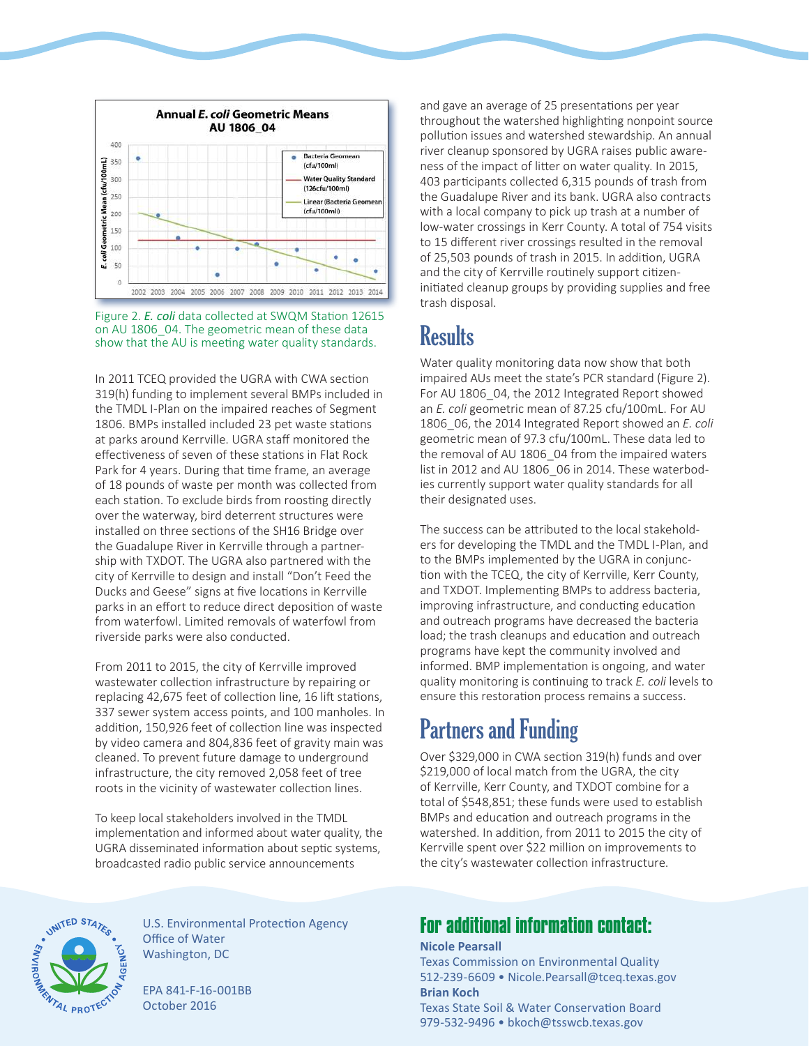Annual *E. coli* Geometric Means
AU 1806_04

400
350
300
250
200
150
100
50
0

E. coli Geometric Mean (cfu/100mL)

2002 2003 2004 2005 2006 2007 2008 2009 2010 2011 2012 2013 2014

Bacteria Geomean (cfu/100ml)
Water Quality Standard (126cfu/100ml)
Linear (Bacteria Geomean (cfu/100ml))

Figure 2. *E. coli* data collected at SWQM Station 12615 on AU 1806_04. The geometric mean of these data show that the AU is meeting water quality standards.

In 2011 TCEQ provided the UGRA with CWA section 319(h) funding to implement several BMPs included in the TMDL I-Plan on the impaired reaches of Segment 1806. BMPs installed included 23 pet waste stations at parks around Kerrville. UGRA staff monitored the effectiveness of seven of these stations in Flat Rock Park for 4 years. During that time frame, an average of 18 pounds of waste per month was collected from each station. To exclude birds from roosting directly over the waterway, bird deterrent structures were installed on three sections of the SH16 Bridge over the Guadalupe River in Kerrville through a partnership with TXDOT. The UGRA also partnered with the city of Kerrville to design and install "Don't Feed the Ducks and Geese" signs at five locations in Kerrville parks in an effort to reduce direct deposition of waste from waterfowl. Limited removals of waterfowl from riverside parks were also conducted.

From 2011 to 2015, the city of Kerrville improved wastewater collection infrastructure by repairing or replacing 42,675 feet of collection line, 16 lift stations, 337 sewer system access points, and 100 manholes. In addition, 150,926 feet of collection line was inspected by video camera and 804,836 feet of gravity main was cleaned. To prevent future damage to underground infrastructure, the city removed 2,058 feet of tree roots in the vicinity of wastewater collection lines.

To keep local stakeholders involved in the TMDL implementation and informed about water quality, the UGRA disseminated information about septic systems, broadcasted radio public service announcements and gave an average of 25 presentations per year throughout the watershed highlighting nonpoint source pollution issues and watershed stewardship. An annual river cleanup sponsored by UGRA raises public awareness of the impact of litter on water quality. In 2015, 403 participants collected 6,315 pounds of trash from the Guadalupe River and its bank. UGRA also contracts with a local company to pick up trash at a number of low-water crossings in Kerr County. A total of 754 visits to 15 different river crossings resulted in the removal of 25,503 pounds of trash in 2015. In addition, UGRA and the city of Kerrville routinely support citizen-initiated cleanup groups by providing supplies and free trash disposal.

## Results

Water quality monitoring data now show that both impaired AUs meet the state's PCR standard (Figure 2). For AU 1806_04, the 2012 Integrated Report showed an *E. coli* geometric mean of 87.25 cfu/100mL. For AU 1806_06, the 2014 Integrated Report showed an *E. coli* geometric mean of 97.3 cfu/100mL. These data led to the removal of AU 1806_04 from the impaired waters list in 2012 and AU 1806_06 in 2014. These waterbodies currently support water quality standards for all their designated uses.

The success can be attributed to the local stakeholders for developing the TMDL and the TMDL I-Plan, and to the BMPs implemented by the UGRA in conjunction with the TCEQ, the city of Kerrville, Kerr County, and TXDOT. Implementing BMPs to address bacteria, improving infrastructure, and conducting education and outreach programs have decreased the bacteria load; the trash cleanups and education and outreach programs have kept the community involved and informed. BMP implementation is ongoing, and water quality monitoring is continuing to track *E. coli* levels to ensure this restoration process remains a success.

## Partners and Funding

Over $329,000 in CWA section 319(h) funds and over $219,000 of local match from the UGRA, the city of Kerrville, Kerr County, and TXDOT combine for a total of $548,851; these funds were used to establish BMPs and education and outreach programs in the watershed. In addition, from 2011 to 2015 the city of Kerrville spent over $22 million on improvements to the city's wastewater collection infrastructure.

U.S. Environmental Protection Agency
Office of Water
Washington, DC

EPA 841-F-16-001BB
October 2016

### For additional information contact:

**Nicole Pearsall**
Texas Commission on Environmental Quality
512-239-6609 • Nicole.Pearsall@tceq.texas.gov

**Brian Koch**
Texas State Soil & Water Conservation Board
979-532-9496 • bkoch@tsswcb.texas.gov